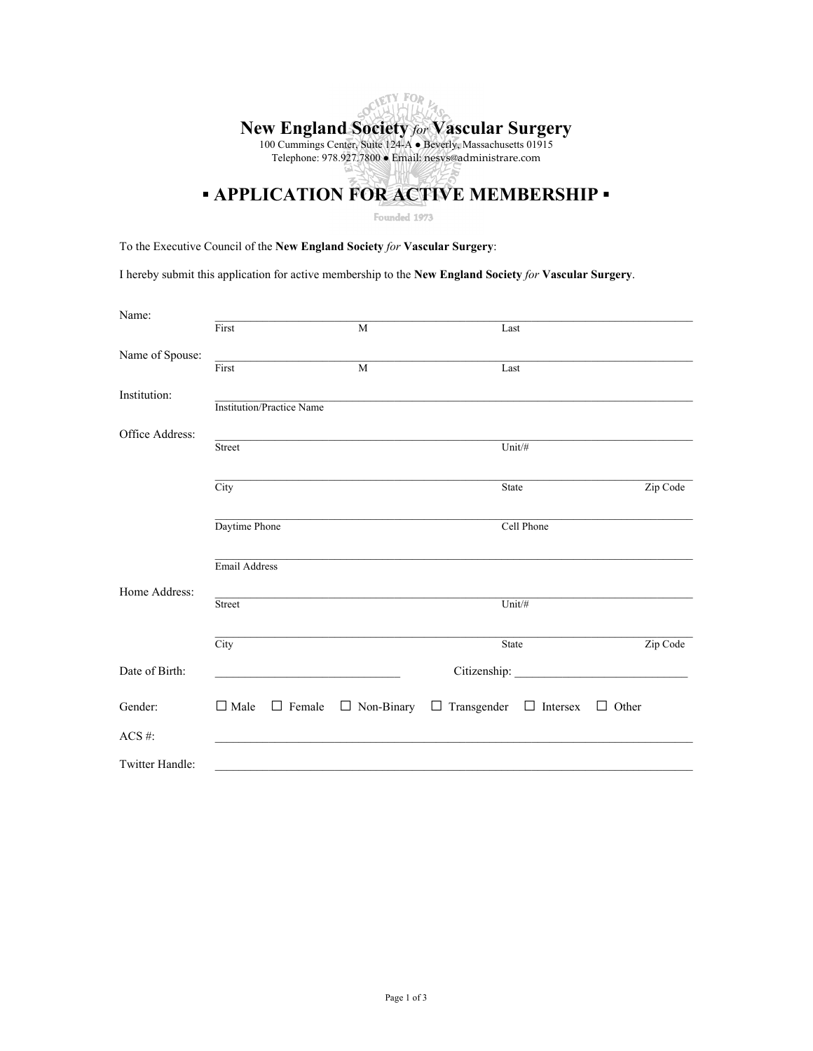# New England Society *for* Vascular Surgery

100 Cummings Center, Suite 124-A ● Beverly, Massachusetts 01915
Telephone: 978.927.7800 ● Email: nesvs@administrare.com

## ▪ APPLICATION FOR ACTIVE MEMBERSHIP ▪

Founded 1973

To the Executive Council of the **New England Society** *for* **Vascular Surgery**:

I hereby submit this application for active membership to the **New England Society** *for* **Vascular Surgery**.

Name: \_\_\_\_\_\_\_\_\_\_\_\_\_\_\_\_\_\_\_\_\_\_\_\_\_\_\_\_\_\_\_\_\_\_\_\_\_\_\_\_\_\_\_\_\_\_\_\_\_\_\_\_\_\_\_\_
First M Last

Name of Spouse: \_\_\_\_\_\_\_\_\_\_\_\_\_\_\_\_\_\_\_\_\_\_\_\_\_\_\_\_\_\_\_\_\_\_\_\_\_\_\_\_\_\_\_\_\_\_\_\_\_\_\_\_\_\_\_\_
First M Last

Institution: \_\_\_\_\_\_\_\_\_\_\_\_\_\_\_\_\_\_\_\_\_\_\_\_\_\_\_\_\_\_\_\_\_\_\_\_\_\_\_\_\_\_\_\_\_\_\_\_\_\_\_\_\_\_\_\_
Institution/Practice Name

Office Address: \_\_\_\_\_\_\_\_\_\_\_\_\_\_\_\_\_\_\_\_\_\_\_\_\_\_\_\_\_\_\_\_\_\_\_\_\_\_\_\_\_\_\_\_\_\_\_\_\_\_\_\_\_\_\_\_
Street Unit/#

\_\_\_\_\_\_\_\_\_\_\_\_\_\_\_\_\_\_\_\_\_\_\_\_\_\_\_\_\_\_\_\_\_\_\_\_\_\_\_\_\_\_\_\_\_\_\_\_\_\_\_\_\_\_\_\_
City State Zip Code

\_\_\_\_\_\_\_\_\_\_\_\_\_\_\_\_\_\_\_\_\_\_\_\_\_\_\_\_\_\_\_\_\_\_\_\_\_\_\_\_\_\_\_\_\_\_\_\_\_\_\_\_\_\_\_\_
Daytime Phone Cell Phone

\_\_\_\_\_\_\_\_\_\_\_\_\_\_\_\_\_\_\_\_\_\_\_\_\_\_\_\_\_\_\_\_\_\_\_\_\_\_\_\_\_\_\_\_\_\_\_\_\_\_\_\_\_\_\_\_
Email Address

Home Address: \_\_\_\_\_\_\_\_\_\_\_\_\_\_\_\_\_\_\_\_\_\_\_\_\_\_\_\_\_\_\_\_\_\_\_\_\_\_\_\_\_\_\_\_\_\_\_\_\_\_\_\_\_\_\_\_
Street Unit/#

\_\_\_\_\_\_\_\_\_\_\_\_\_\_\_\_\_\_\_\_\_\_\_\_\_\_\_\_\_\_\_\_\_\_\_\_\_\_\_\_\_\_\_\_\_\_\_\_\_\_\_\_\_\_\_\_
City State Zip Code

Date of Birth: \_\_\_\_\_\_\_\_\_\_\_\_\_\_\_\_\_\_\_\_\_\_\_\_\_\_ Citizenship: \_\_\_\_\_\_\_\_\_\_\_\_\_\_\_\_\_\_\_\_\_\_\_\_\_\_

Gender: ☐ Male ☐ Female ☐ Non-Binary ☐ Transgender ☐ Intersex ☐ Other

ACS #: \_\_\_\_\_\_\_\_\_\_\_\_\_\_\_\_\_\_\_\_\_\_\_\_\_\_\_\_\_\_\_\_\_\_\_\_\_\_\_\_\_\_\_\_\_\_\_\_\_\_\_\_\_\_\_\_

Twitter Handle: \_\_\_\_\_\_\_\_\_\_\_\_\_\_\_\_\_\_\_\_\_\_\_\_\_\_\_\_\_\_\_\_\_\_\_\_\_\_\_\_\_\_\_\_\_\_\_\_\_\_\_\_\_\_\_\_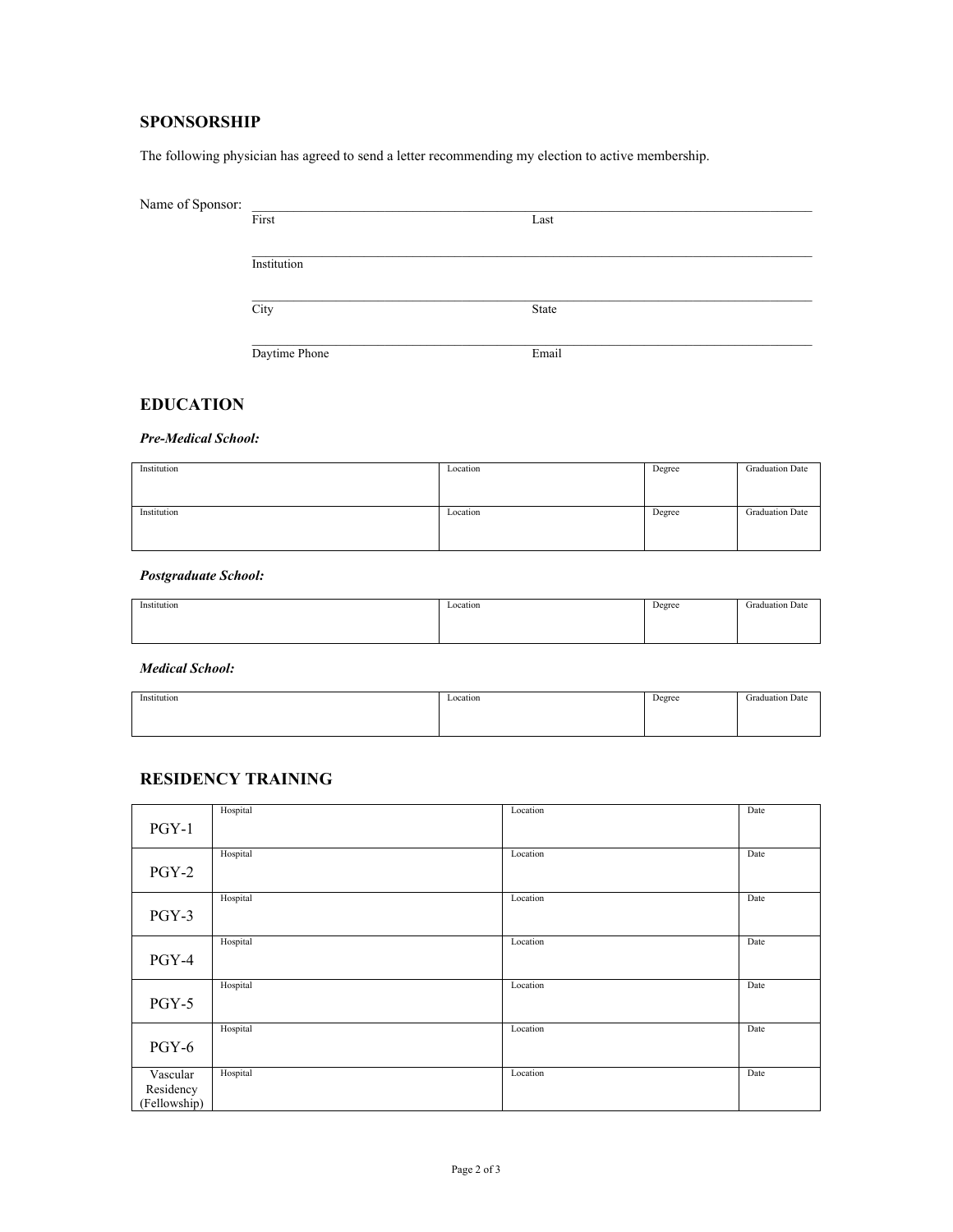## SPONSORSHIP

The following physician has agreed to send a letter recommending my election to active membership.

Name of Sponsor: ______________________________________________

First ____________________ Last ____________________

Institution ______________________________________________

City ____________________ State ____________________

Daytime Phone ____________________ Email ____________________

## EDUCATION

***Pre-Medical School:***

| Institution | Location | Degree | Graduation Date |
|---|---|---|---|
| Institution | Location | Degree | Graduation Date |

***Postgraduate School:***

| Institution | Location | Degree | Graduation Date |
|---|---|---|---|

***Medical School:***

| Institution | Location | Degree | Graduation Date |
|---|---|---|---|

## RESIDENCY TRAINING

| | Hospital | Location | Date |
|---|---|---|---|
| PGY-1 | Hospital | Location | Date |
| PGY-2 | Hospital | Location | Date |
| PGY-3 | Hospital | Location | Date |
| PGY-4 | Hospital | Location | Date |
| PGY-5 | Hospital | Location | Date |
| PGY-6 | Hospital | Location | Date |
| Vascular Residency (Fellowship) | Hospital | Location | Date |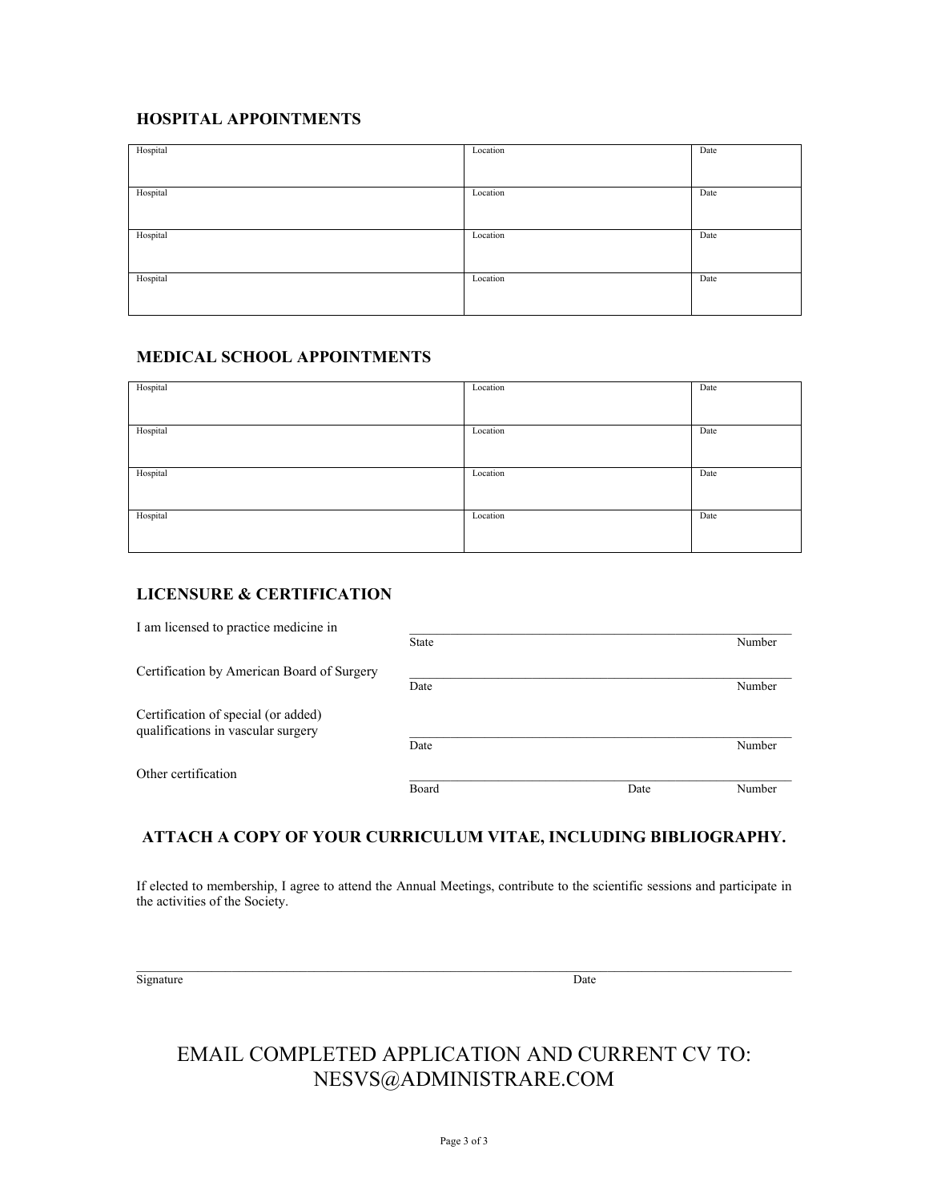### HOSPITAL APPOINTMENTS

| | | |
|---|---|---|
| Hospital | Location | Date |
| Hospital | Location | Date |
| Hospital | Location | Date |
| Hospital | Location | Date |

### MEDICAL SCHOOL APPOINTMENTS

| | | |
|---|---|---|
| Hospital | Location | Date |
| Hospital | Location | Date |
| Hospital | Location | Date |
| Hospital | Location | Date |

### LICENSURE & CERTIFICATION

I am licensed to practice medicine in ______________________________
State Number

Certification by American Board of Surgery ______________________________
Date Number

Certification of special (or added) qualifications in vascular surgery ______________________________
Date Number

Other certification ______________________________
Board Date Number

### ATTACH A COPY OF YOUR CURRICULUM VITAE, INCLUDING BIBLIOGRAPHY.

If elected to membership, I agree to attend the Annual Meetings, contribute to the scientific sessions and participate in the activities of the Society.

______________________________________________________________
Signature Date

## EMAIL COMPLETED APPLICATION AND CURRENT CV TO: NESVS@ADMINISTRARE.COM